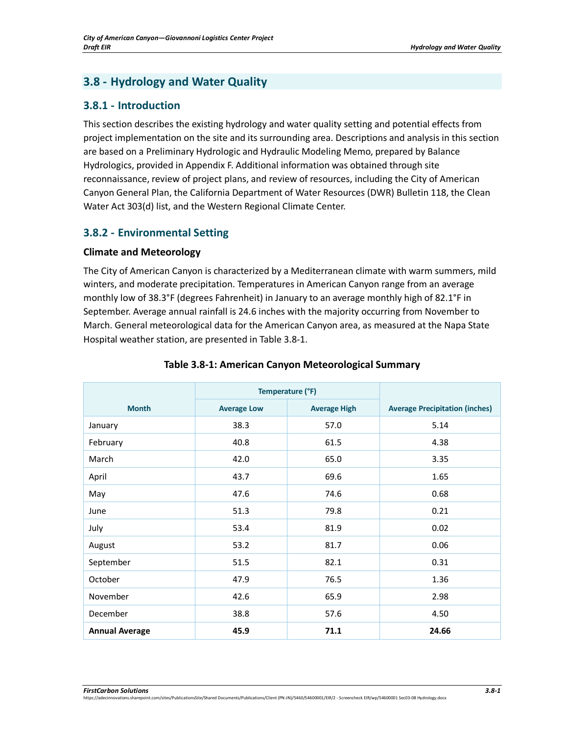## 3.8 - Hydrology and Water Quality

### 3.8.1 - Introduction

This section describes the existing hydrology and water quality setting and potential effects from project implementation on the site and its surrounding area. Descriptions and analysis in this section are based on a Preliminary Hydrologic and Hydraulic Modeling Memo, prepared by Balance Hydrologics, provided in Appendix F. Additional information was obtained through site reconnaissance, review of project plans, and review of resources, including the City of American Canyon General Plan, the California Department of Water Resources (DWR) Bulletin 118, the Clean Water Act 303(d) list, and the Western Regional Climate Center.

### 3.8.2 - Environmental Setting

#### Climate and Meteorology

The City of American Canyon is characterized by a Mediterranean climate with warm summers, mild winters, and moderate precipitation. Temperatures in American Canyon range from an average monthly low of 38.3°F (degrees Fahrenheit) in January to an average monthly high of 82.1°F in September. Average annual rainfall is 24.6 inches with the majority occurring from November to March. General meteorological data for the American Canyon area, as measured at the Napa State Hospital weather station, are presented in Table 3.8-1.

**Table 3.8-1: American Canyon Meteorological Summary**

| Month | Temperature (°F) | | Average Precipitation (inches) |
|---|---|---|---|
| | Average Low | Average High | |
| January | 38.3 | 57.0 | 5.14 |
| February | 40.8 | 61.5 | 4.38 |
| March | 42.0 | 65.0 | 3.35 |
| April | 43.7 | 69.6 | 1.65 |
| May | 47.6 | 74.6 | 0.68 |
| June | 51.3 | 79.8 | 0.21 |
| July | 53.4 | 81.9 | 0.02 |
| August | 53.2 | 81.7 | 0.06 |
| September | 51.5 | 82.1 | 0.31 |
| October | 47.9 | 76.5 | 1.36 |
| November | 42.6 | 65.9 | 2.98 |
| December | 38.8 | 57.6 | 4.50 |
| **Annual Average** | **45.9** | **71.1** | **24.66** |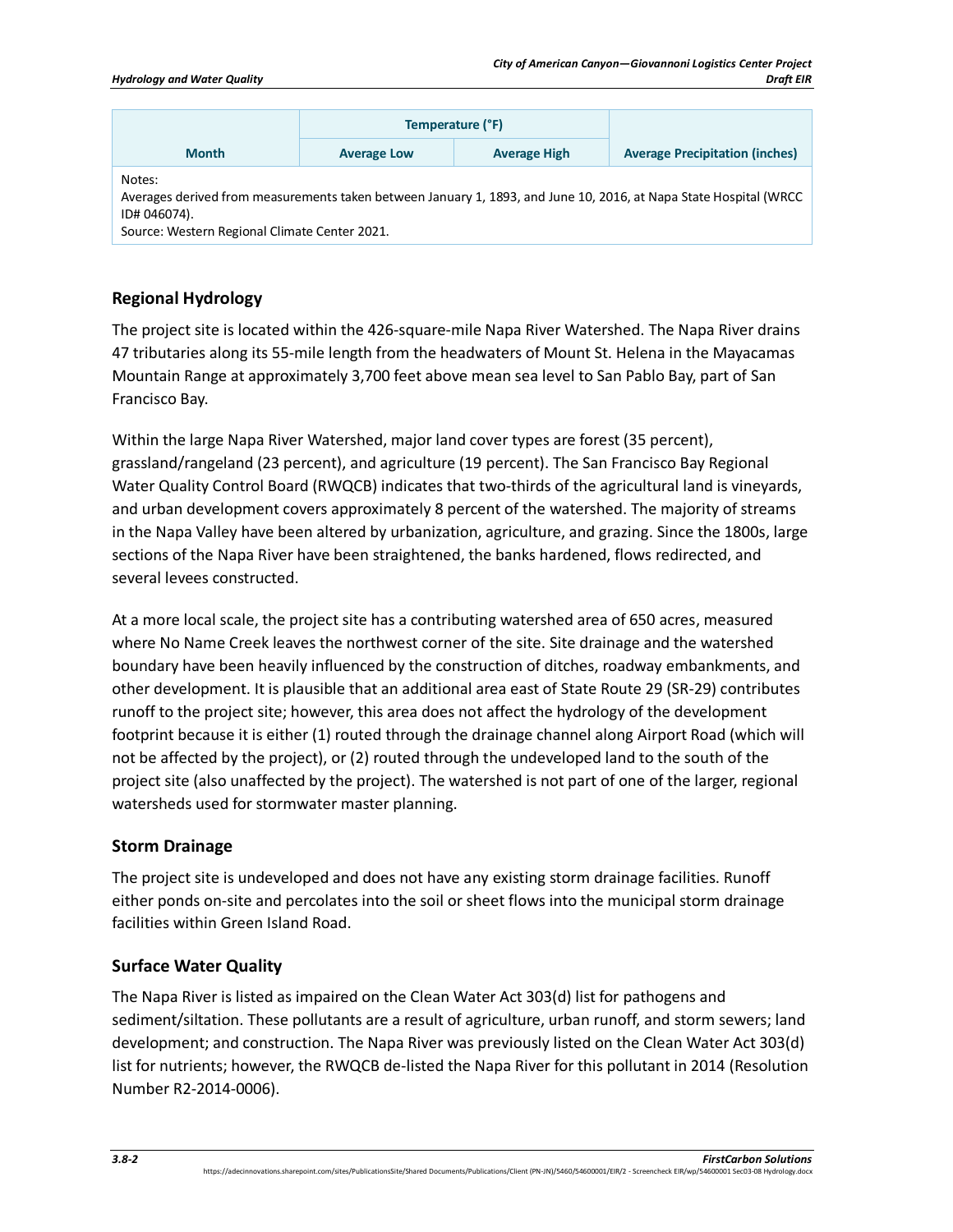| Month | Temperature (°F) | | Average Precipitation (inches) |
|---|---|---|---|
| | Average Low | Average High | |
| Notes: Averages derived from measurements taken between January 1, 1893, and June 10, 2016, at Napa State Hospital (WRCC ID# 046074). Source: Western Regional Climate Center 2021. | | | |

## Regional Hydrology

The project site is located within the 426-square-mile Napa River Watershed. The Napa River drains 47 tributaries along its 55-mile length from the headwaters of Mount St. Helena in the Mayacamas Mountain Range at approximately 3,700 feet above mean sea level to San Pablo Bay, part of San Francisco Bay.

Within the large Napa River Watershed, major land cover types are forest (35 percent), grassland/rangeland (23 percent), and agriculture (19 percent). The San Francisco Bay Regional Water Quality Control Board (RWQCB) indicates that two-thirds of the agricultural land is vineyards, and urban development covers approximately 8 percent of the watershed. The majority of streams in the Napa Valley have been altered by urbanization, agriculture, and grazing. Since the 1800s, large sections of the Napa River have been straightened, the banks hardened, flows redirected, and several levees constructed.

At a more local scale, the project site has a contributing watershed area of 650 acres, measured where No Name Creek leaves the northwest corner of the site. Site drainage and the watershed boundary have been heavily influenced by the construction of ditches, roadway embankments, and other development. It is plausible that an additional area east of State Route 29 (SR-29) contributes runoff to the project site; however, this area does not affect the hydrology of the development footprint because it is either (1) routed through the drainage channel along Airport Road (which will not be affected by the project), or (2) routed through the undeveloped land to the south of the project site (also unaffected by the project). The watershed is not part of one of the larger, regional watersheds used for stormwater master planning.

## Storm Drainage

The project site is undeveloped and does not have any existing storm drainage facilities. Runoff either ponds on-site and percolates into the soil or sheet flows into the municipal storm drainage facilities within Green Island Road.

## Surface Water Quality

The Napa River is listed as impaired on the Clean Water Act 303(d) list for pathogens and sediment/siltation. These pollutants are a result of agriculture, urban runoff, and storm sewers; land development; and construction. The Napa River was previously listed on the Clean Water Act 303(d) list for nutrients; however, the RWQCB de-listed the Napa River for this pollutant in 2014 (Resolution Number R2-2014-0006).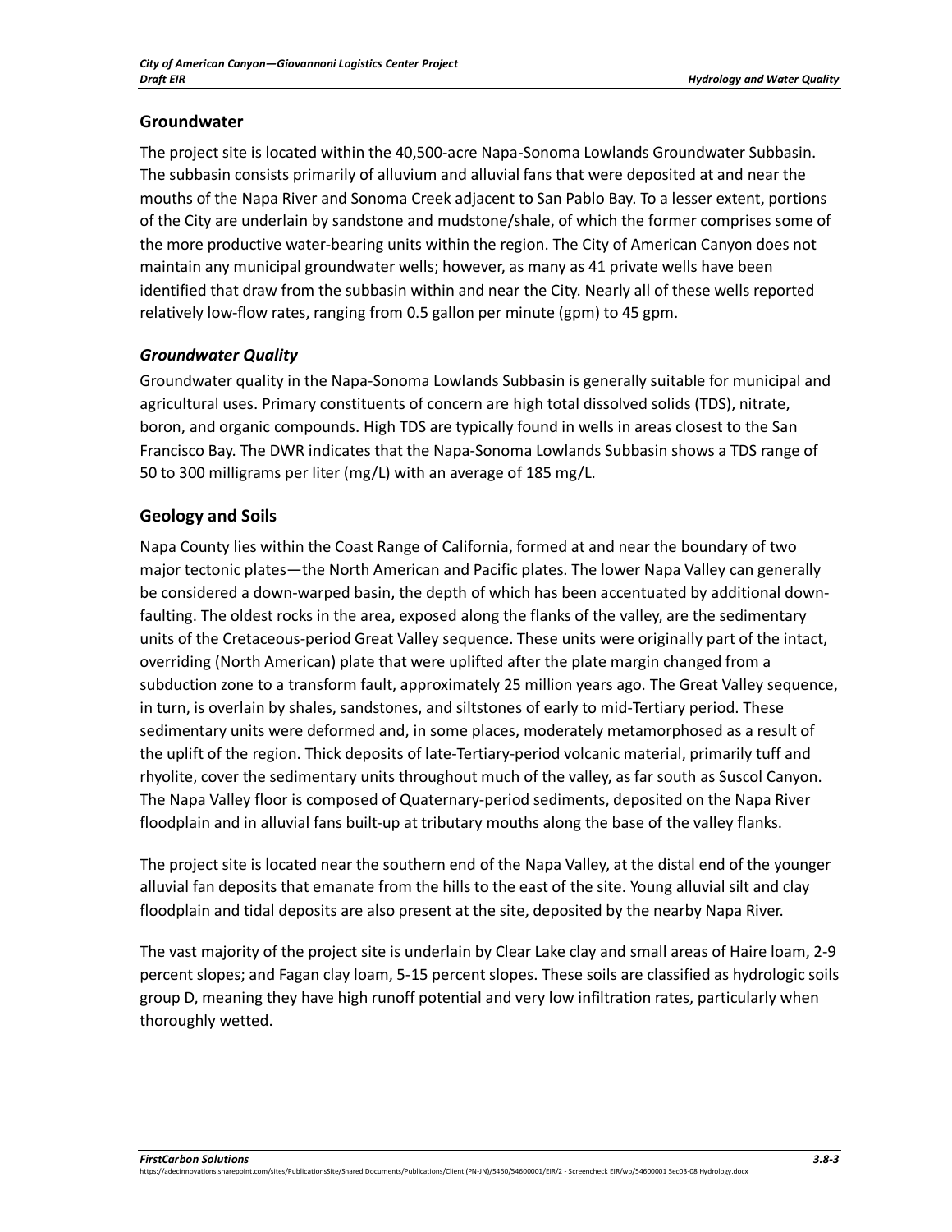## Groundwater

The project site is located within the 40,500-acre Napa-Sonoma Lowlands Groundwater Subbasin. The subbasin consists primarily of alluvium and alluvial fans that were deposited at and near the mouths of the Napa River and Sonoma Creek adjacent to San Pablo Bay. To a lesser extent, portions of the City are underlain by sandstone and mudstone/shale, of which the former comprises some of the more productive water-bearing units within the region. The City of American Canyon does not maintain any municipal groundwater wells; however, as many as 41 private wells have been identified that draw from the subbasin within and near the City. Nearly all of these wells reported relatively low-flow rates, ranging from 0.5 gallon per minute (gpm) to 45 gpm.

### *Groundwater Quality*

Groundwater quality in the Napa-Sonoma Lowlands Subbasin is generally suitable for municipal and agricultural uses. Primary constituents of concern are high total dissolved solids (TDS), nitrate, boron, and organic compounds. High TDS are typically found in wells in areas closest to the San Francisco Bay. The DWR indicates that the Napa-Sonoma Lowlands Subbasin shows a TDS range of 50 to 300 milligrams per liter (mg/L) with an average of 185 mg/L.

## Geology and Soils

Napa County lies within the Coast Range of California, formed at and near the boundary of two major tectonic plates—the North American and Pacific plates. The lower Napa Valley can generally be considered a down-warped basin, the depth of which has been accentuated by additional down-faulting. The oldest rocks in the area, exposed along the flanks of the valley, are the sedimentary units of the Cretaceous-period Great Valley sequence. These units were originally part of the intact, overriding (North American) plate that were uplifted after the plate margin changed from a subduction zone to a transform fault, approximately 25 million years ago. The Great Valley sequence, in turn, is overlain by shales, sandstones, and siltstones of early to mid-Tertiary period. These sedimentary units were deformed and, in some places, moderately metamorphosed as a result of the uplift of the region. Thick deposits of late-Tertiary-period volcanic material, primarily tuff and rhyolite, cover the sedimentary units throughout much of the valley, as far south as Suscol Canyon. The Napa Valley floor is composed of Quaternary-period sediments, deposited on the Napa River floodplain and in alluvial fans built-up at tributary mouths along the base of the valley flanks.

The project site is located near the southern end of the Napa Valley, at the distal end of the younger alluvial fan deposits that emanate from the hills to the east of the site. Young alluvial silt and clay floodplain and tidal deposits are also present at the site, deposited by the nearby Napa River.

The vast majority of the project site is underlain by Clear Lake clay and small areas of Haire loam, 2-9 percent slopes; and Fagan clay loam, 5-15 percent slopes. These soils are classified as hydrologic soils group D, meaning they have high runoff potential and very low infiltration rates, particularly when thoroughly wetted.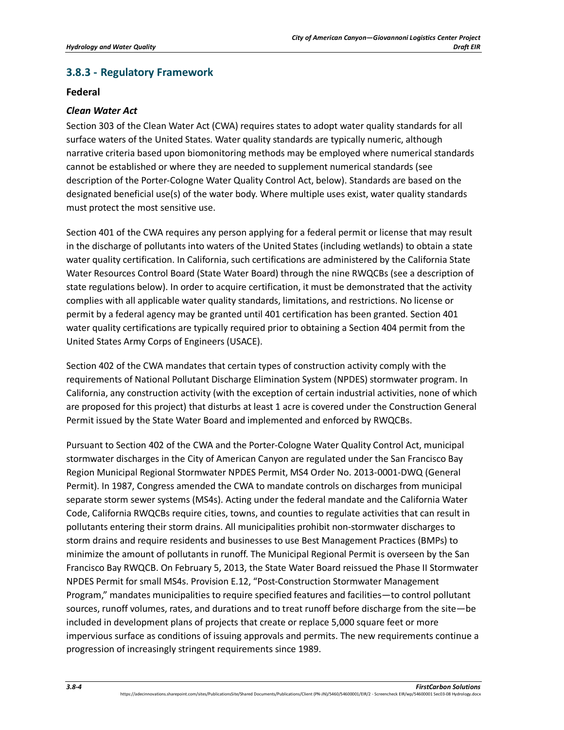## 3.8.3 - Regulatory Framework

### Federal

#### *Clean Water Act*

Section 303 of the Clean Water Act (CWA) requires states to adopt water quality standards for all surface waters of the United States. Water quality standards are typically numeric, although narrative criteria based upon biomonitoring methods may be employed where numerical standards cannot be established or where they are needed to supplement numerical standards (see description of the Porter-Cologne Water Quality Control Act, below). Standards are based on the designated beneficial use(s) of the water body. Where multiple uses exist, water quality standards must protect the most sensitive use.

Section 401 of the CWA requires any person applying for a federal permit or license that may result in the discharge of pollutants into waters of the United States (including wetlands) to obtain a state water quality certification. In California, such certifications are administered by the California State Water Resources Control Board (State Water Board) through the nine RWQCBs (see a description of state regulations below). In order to acquire certification, it must be demonstrated that the activity complies with all applicable water quality standards, limitations, and restrictions. No license or permit by a federal agency may be granted until 401 certification has been granted. Section 401 water quality certifications are typically required prior to obtaining a Section 404 permit from the United States Army Corps of Engineers (USACE).

Section 402 of the CWA mandates that certain types of construction activity comply with the requirements of National Pollutant Discharge Elimination System (NPDES) stormwater program. In California, any construction activity (with the exception of certain industrial activities, none of which are proposed for this project) that disturbs at least 1 acre is covered under the Construction General Permit issued by the State Water Board and implemented and enforced by RWQCBs.

Pursuant to Section 402 of the CWA and the Porter-Cologne Water Quality Control Act, municipal stormwater discharges in the City of American Canyon are regulated under the San Francisco Bay Region Municipal Regional Stormwater NPDES Permit, MS4 Order No. 2013-0001-DWQ (General Permit). In 1987, Congress amended the CWA to mandate controls on discharges from municipal separate storm sewer systems (MS4s). Acting under the federal mandate and the California Water Code, California RWQCBs require cities, towns, and counties to regulate activities that can result in pollutants entering their storm drains. All municipalities prohibit non-stormwater discharges to storm drains and require residents and businesses to use Best Management Practices (BMPs) to minimize the amount of pollutants in runoff. The Municipal Regional Permit is overseen by the San Francisco Bay RWQCB. On February 5, 2013, the State Water Board reissued the Phase II Stormwater NPDES Permit for small MS4s. Provision E.12, "Post-Construction Stormwater Management Program," mandates municipalities to require specified features and facilities—to control pollutant sources, runoff volumes, rates, and durations and to treat runoff before discharge from the site—be included in development plans of projects that create or replace 5,000 square feet or more impervious surface as conditions of issuing approvals and permits. The new requirements continue a progression of increasingly stringent requirements since 1989.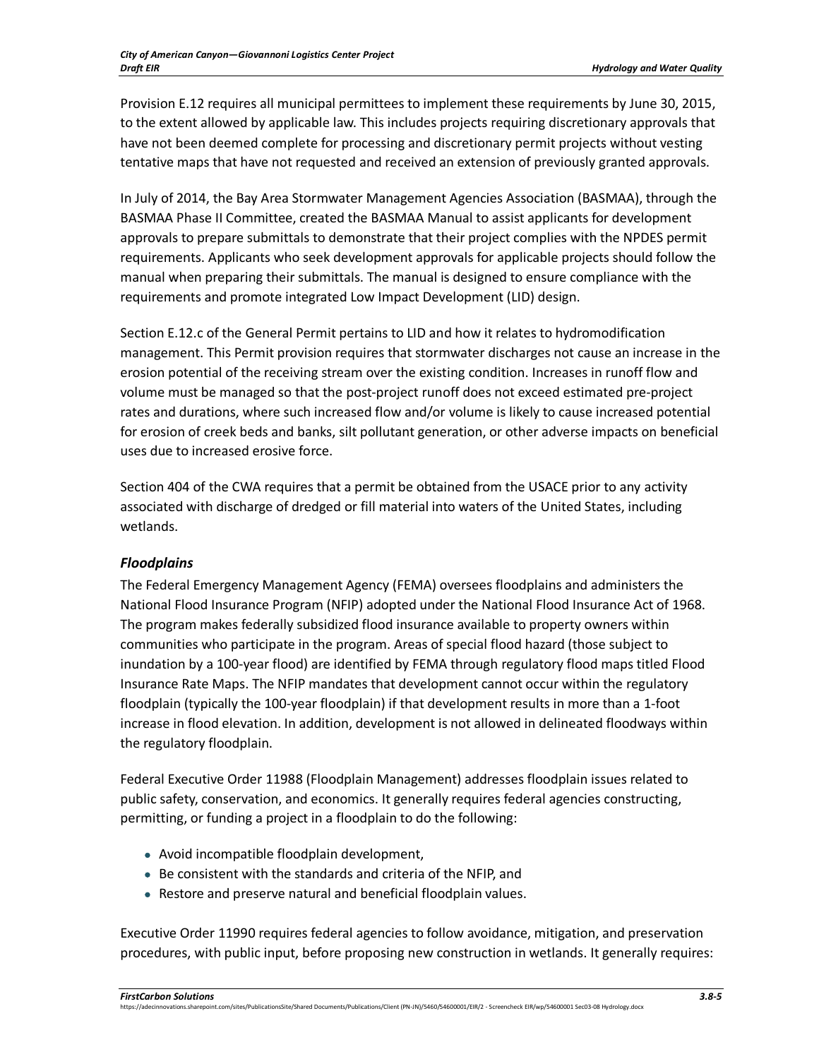Provision E.12 requires all municipal permittees to implement these requirements by June 30, 2015, to the extent allowed by applicable law. This includes projects requiring discretionary approvals that have not been deemed complete for processing and discretionary permit projects without vesting tentative maps that have not requested and received an extension of previously granted approvals.

In July of 2014, the Bay Area Stormwater Management Agencies Association (BASMAA), through the BASMAA Phase II Committee, created the BASMAA Manual to assist applicants for development approvals to prepare submittals to demonstrate that their project complies with the NPDES permit requirements. Applicants who seek development approvals for applicable projects should follow the manual when preparing their submittals. The manual is designed to ensure compliance with the requirements and promote integrated Low Impact Development (LID) design.

Section E.12.c of the General Permit pertains to LID and how it relates to hydromodification management. This Permit provision requires that stormwater discharges not cause an increase in the erosion potential of the receiving stream over the existing condition. Increases in runoff flow and volume must be managed so that the post-project runoff does not exceed estimated pre-project rates and durations, where such increased flow and/or volume is likely to cause increased potential for erosion of creek beds and banks, silt pollutant generation, or other adverse impacts on beneficial uses due to increased erosive force.

Section 404 of the CWA requires that a permit be obtained from the USACE prior to any activity associated with discharge of dredged or fill material into waters of the United States, including wetlands.

### *Floodplains*

The Federal Emergency Management Agency (FEMA) oversees floodplains and administers the National Flood Insurance Program (NFIP) adopted under the National Flood Insurance Act of 1968. The program makes federally subsidized flood insurance available to property owners within communities who participate in the program. Areas of special flood hazard (those subject to inundation by a 100-year flood) are identified by FEMA through regulatory flood maps titled Flood Insurance Rate Maps. The NFIP mandates that development cannot occur within the regulatory floodplain (typically the 100-year floodplain) if that development results in more than a 1-foot increase in flood elevation. In addition, development is not allowed in delineated floodways within the regulatory floodplain.

Federal Executive Order 11988 (Floodplain Management) addresses floodplain issues related to public safety, conservation, and economics. It generally requires federal agencies constructing, permitting, or funding a project in a floodplain to do the following:

- Avoid incompatible floodplain development,
- Be consistent with the standards and criteria of the NFIP, and
- Restore and preserve natural and beneficial floodplain values.

Executive Order 11990 requires federal agencies to follow avoidance, mitigation, and preservation procedures, with public input, before proposing new construction in wetlands. It generally requires: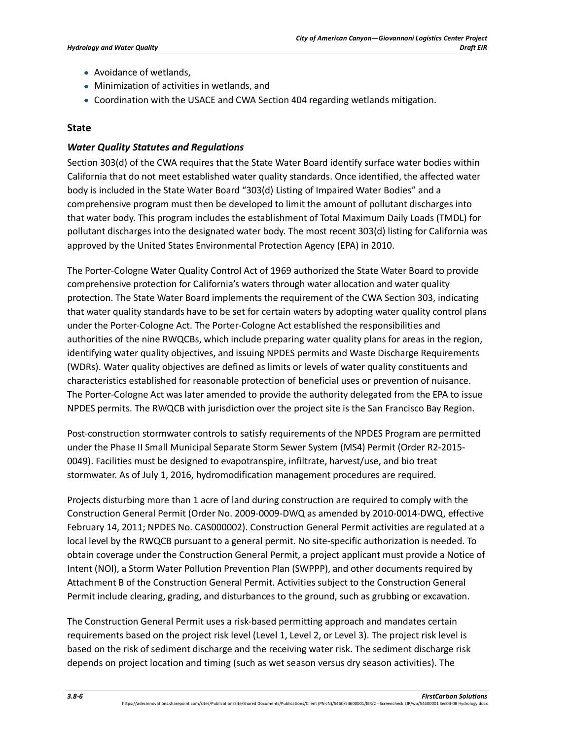- Avoidance of wetlands,
- Minimization of activities in wetlands, and
- Coordination with the USACE and CWA Section 404 regarding wetlands mitigation.

## State

### *Water Quality Statutes and Regulations*

Section 303(d) of the CWA requires that the State Water Board identify surface water bodies within California that do not meet established water quality standards. Once identified, the affected water body is included in the State Water Board "303(d) Listing of Impaired Water Bodies" and a comprehensive program must then be developed to limit the amount of pollutant discharges into that water body. This program includes the establishment of Total Maximum Daily Loads (TMDL) for pollutant discharges into the designated water body. The most recent 303(d) listing for California was approved by the United States Environmental Protection Agency (EPA) in 2010.

The Porter-Cologne Water Quality Control Act of 1969 authorized the State Water Board to provide comprehensive protection for California's waters through water allocation and water quality protection. The State Water Board implements the requirement of the CWA Section 303, indicating that water quality standards have to be set for certain waters by adopting water quality control plans under the Porter-Cologne Act. The Porter-Cologne Act established the responsibilities and authorities of the nine RWQCBs, which include preparing water quality plans for areas in the region, identifying water quality objectives, and issuing NPDES permits and Waste Discharge Requirements (WDRs). Water quality objectives are defined as limits or levels of water quality constituents and characteristics established for reasonable protection of beneficial uses or prevention of nuisance. The Porter-Cologne Act was later amended to provide the authority delegated from the EPA to issue NPDES permits. The RWQCB with jurisdiction over the project site is the San Francisco Bay Region.

Post-construction stormwater controls to satisfy requirements of the NPDES Program are permitted under the Phase II Small Municipal Separate Storm Sewer System (MS4) Permit (Order R2-2015-0049). Facilities must be designed to evapotranspire, infiltrate, harvest/use, and bio treat stormwater. As of July 1, 2016, hydromodification management procedures are required.

Projects disturbing more than 1 acre of land during construction are required to comply with the Construction General Permit (Order No. 2009-0009-DWQ as amended by 2010-0014-DWQ, effective February 14, 2011; NPDES No. CAS000002). Construction General Permit activities are regulated at a local level by the RWQCB pursuant to a general permit. No site-specific authorization is needed. To obtain coverage under the Construction General Permit, a project applicant must provide a Notice of Intent (NOI), a Storm Water Pollution Prevention Plan (SWPPP), and other documents required by Attachment B of the Construction General Permit. Activities subject to the Construction General Permit include clearing, grading, and disturbances to the ground, such as grubbing or excavation.

The Construction General Permit uses a risk-based permitting approach and mandates certain requirements based on the project risk level (Level 1, Level 2, or Level 3). The project risk level is based on the risk of sediment discharge and the receiving water risk. The sediment discharge risk depends on project location and timing (such as wet season versus dry season activities). The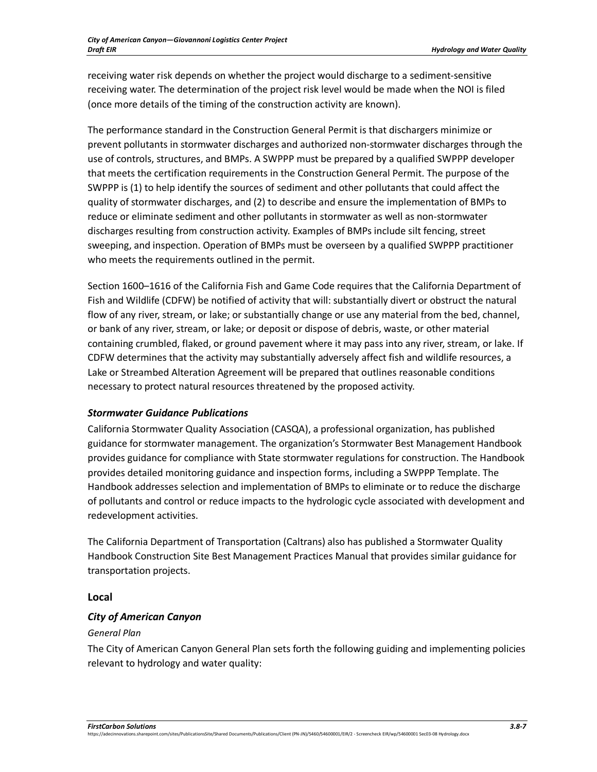receiving water risk depends on whether the project would discharge to a sediment-sensitive receiving water. The determination of the project risk level would be made when the NOI is filed (once more details of the timing of the construction activity are known).

The performance standard in the Construction General Permit is that dischargers minimize or prevent pollutants in stormwater discharges and authorized non-stormwater discharges through the use of controls, structures, and BMPs. A SWPPP must be prepared by a qualified SWPPP developer that meets the certification requirements in the Construction General Permit. The purpose of the SWPPP is (1) to help identify the sources of sediment and other pollutants that could affect the quality of stormwater discharges, and (2) to describe and ensure the implementation of BMPs to reduce or eliminate sediment and other pollutants in stormwater as well as non-stormwater discharges resulting from construction activity. Examples of BMPs include silt fencing, street sweeping, and inspection. Operation of BMPs must be overseen by a qualified SWPPP practitioner who meets the requirements outlined in the permit.

Section 1600–1616 of the California Fish and Game Code requires that the California Department of Fish and Wildlife (CDFW) be notified of activity that will: substantially divert or obstruct the natural flow of any river, stream, or lake; or substantially change or use any material from the bed, channel, or bank of any river, stream, or lake; or deposit or dispose of debris, waste, or other material containing crumbled, flaked, or ground pavement where it may pass into any river, stream, or lake. If CDFW determines that the activity may substantially adversely affect fish and wildlife resources, a Lake or Streambed Alteration Agreement will be prepared that outlines reasonable conditions necessary to protect natural resources threatened by the proposed activity.

### *Stormwater Guidance Publications*

California Stormwater Quality Association (CASQA), a professional organization, has published guidance for stormwater management. The organization's Stormwater Best Management Handbook provides guidance for compliance with State stormwater regulations for construction. The Handbook provides detailed monitoring guidance and inspection forms, including a SWPPP Template. The Handbook addresses selection and implementation of BMPs to eliminate or to reduce the discharge of pollutants and control or reduce impacts to the hydrologic cycle associated with development and redevelopment activities.

The California Department of Transportation (Caltrans) also has published a Stormwater Quality Handbook Construction Site Best Management Practices Manual that provides similar guidance for transportation projects.

## Local

### *City of American Canyon*

*General Plan*

The City of American Canyon General Plan sets forth the following guiding and implementing policies relevant to hydrology and water quality: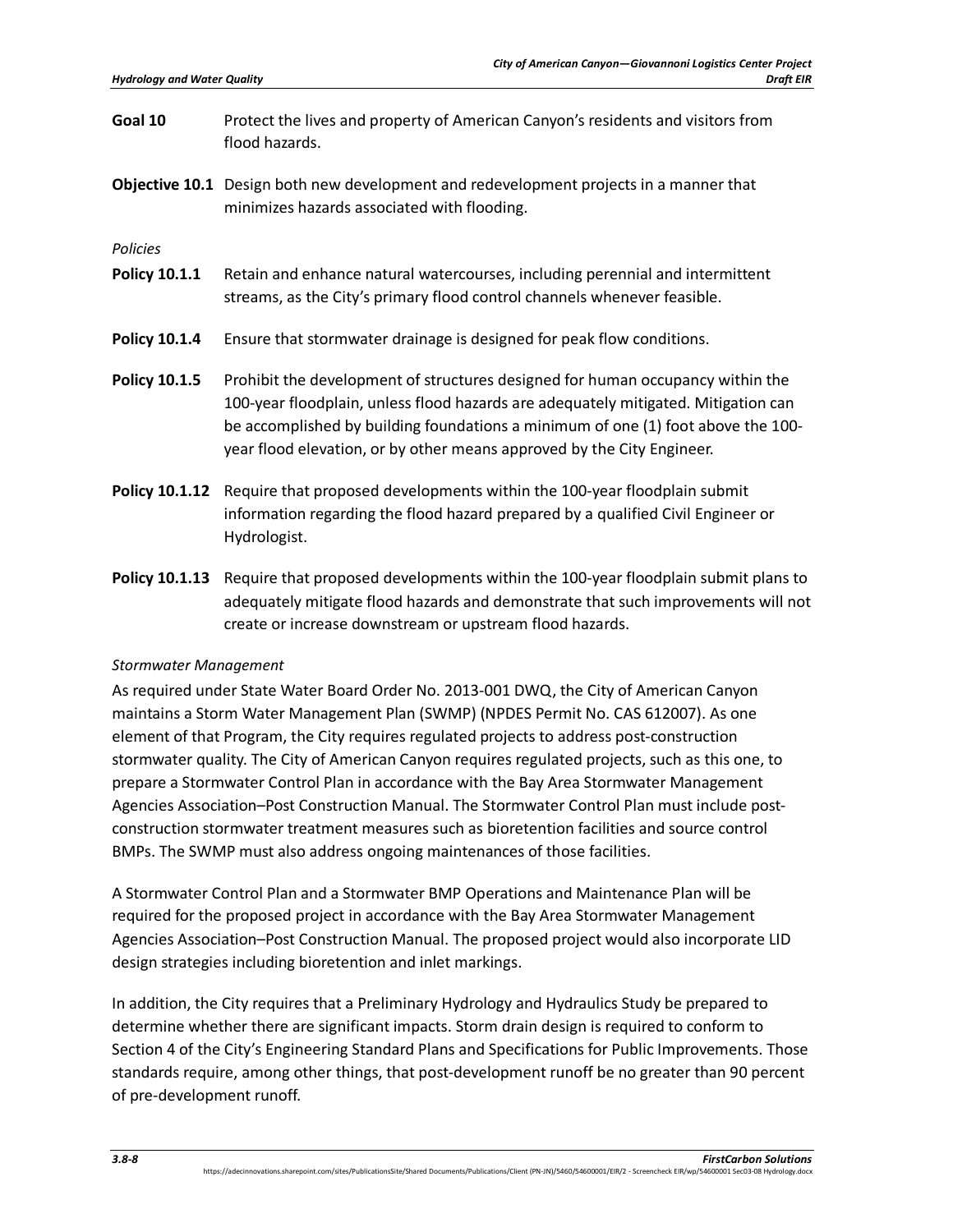**Goal 10** Protect the lives and property of American Canyon's residents and visitors from flood hazards.

**Objective 10.1** Design both new development and redevelopment projects in a manner that minimizes hazards associated with flooding.

*Policies*

**Policy 10.1.1** Retain and enhance natural watercourses, including perennial and intermittent streams, as the City's primary flood control channels whenever feasible.

**Policy 10.1.4** Ensure that stormwater drainage is designed for peak flow conditions.

**Policy 10.1.5** Prohibit the development of structures designed for human occupancy within the 100-year floodplain, unless flood hazards are adequately mitigated. Mitigation can be accomplished by building foundations a minimum of one (1) foot above the 100-year flood elevation, or by other means approved by the City Engineer.

**Policy 10.1.12** Require that proposed developments within the 100-year floodplain submit information regarding the flood hazard prepared by a qualified Civil Engineer or Hydrologist.

**Policy 10.1.13** Require that proposed developments within the 100-year floodplain submit plans to adequately mitigate flood hazards and demonstrate that such improvements will not create or increase downstream or upstream flood hazards.

*Stormwater Management*

As required under State Water Board Order No. 2013-001 DWQ, the City of American Canyon maintains a Storm Water Management Plan (SWMP) (NPDES Permit No. CAS 612007). As one element of that Program, the City requires regulated projects to address post-construction stormwater quality. The City of American Canyon requires regulated projects, such as this one, to prepare a Stormwater Control Plan in accordance with the Bay Area Stormwater Management Agencies Association–Post Construction Manual. The Stormwater Control Plan must include post-construction stormwater treatment measures such as bioretention facilities and source control BMPs. The SWMP must also address ongoing maintenances of those facilities.

A Stormwater Control Plan and a Stormwater BMP Operations and Maintenance Plan will be required for the proposed project in accordance with the Bay Area Stormwater Management Agencies Association–Post Construction Manual. The proposed project would also incorporate LID design strategies including bioretention and inlet markings.

In addition, the City requires that a Preliminary Hydrology and Hydraulics Study be prepared to determine whether there are significant impacts. Storm drain design is required to conform to Section 4 of the City's Engineering Standard Plans and Specifications for Public Improvements. Those standards require, among other things, that post-development runoff be no greater than 90 percent of pre-development runoff.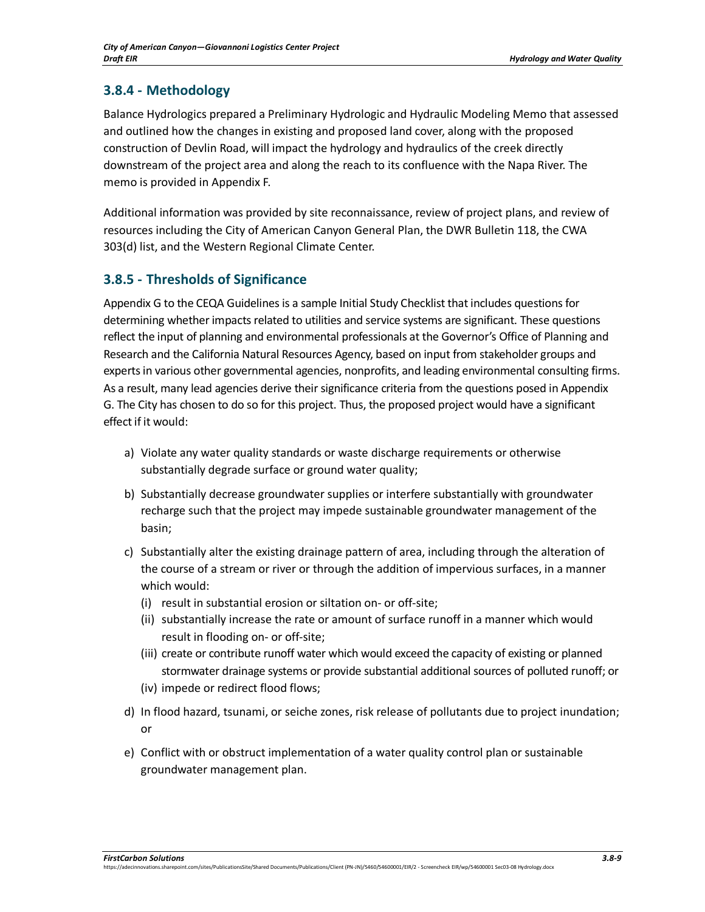## 3.8.4 - Methodology

Balance Hydrologics prepared a Preliminary Hydrologic and Hydraulic Modeling Memo that assessed and outlined how the changes in existing and proposed land cover, along with the proposed construction of Devlin Road, will impact the hydrology and hydraulics of the creek directly downstream of the project area and along the reach to its confluence with the Napa River. The memo is provided in Appendix F.

Additional information was provided by site reconnaissance, review of project plans, and review of resources including the City of American Canyon General Plan, the DWR Bulletin 118, the CWA 303(d) list, and the Western Regional Climate Center.

## 3.8.5 - Thresholds of Significance

Appendix G to the CEQA Guidelines is a sample Initial Study Checklist that includes questions for determining whether impacts related to utilities and service systems are significant. These questions reflect the input of planning and environmental professionals at the Governor's Office of Planning and Research and the California Natural Resources Agency, based on input from stakeholder groups and experts in various other governmental agencies, nonprofits, and leading environmental consulting firms. As a result, many lead agencies derive their significance criteria from the questions posed in Appendix G. The City has chosen to do so for this project. Thus, the proposed project would have a significant effect if it would:

a) Violate any water quality standards or waste discharge requirements or otherwise substantially degrade surface or ground water quality;

b) Substantially decrease groundwater supplies or interfere substantially with groundwater recharge such that the project may impede sustainable groundwater management of the basin;

c) Substantially alter the existing drainage pattern of area, including through the alteration of the course of a stream or river or through the addition of impervious surfaces, in a manner which would:
   (i) result in substantial erosion or siltation on- or off-site;
   (ii) substantially increase the rate or amount of surface runoff in a manner which would result in flooding on- or off-site;
   (iii) create or contribute runoff water which would exceed the capacity of existing or planned stormwater drainage systems or provide substantial additional sources of polluted runoff; or
   (iv) impede or redirect flood flows;

d) In flood hazard, tsunami, or seiche zones, risk release of pollutants due to project inundation; or

e) Conflict with or obstruct implementation of a water quality control plan or sustainable groundwater management plan.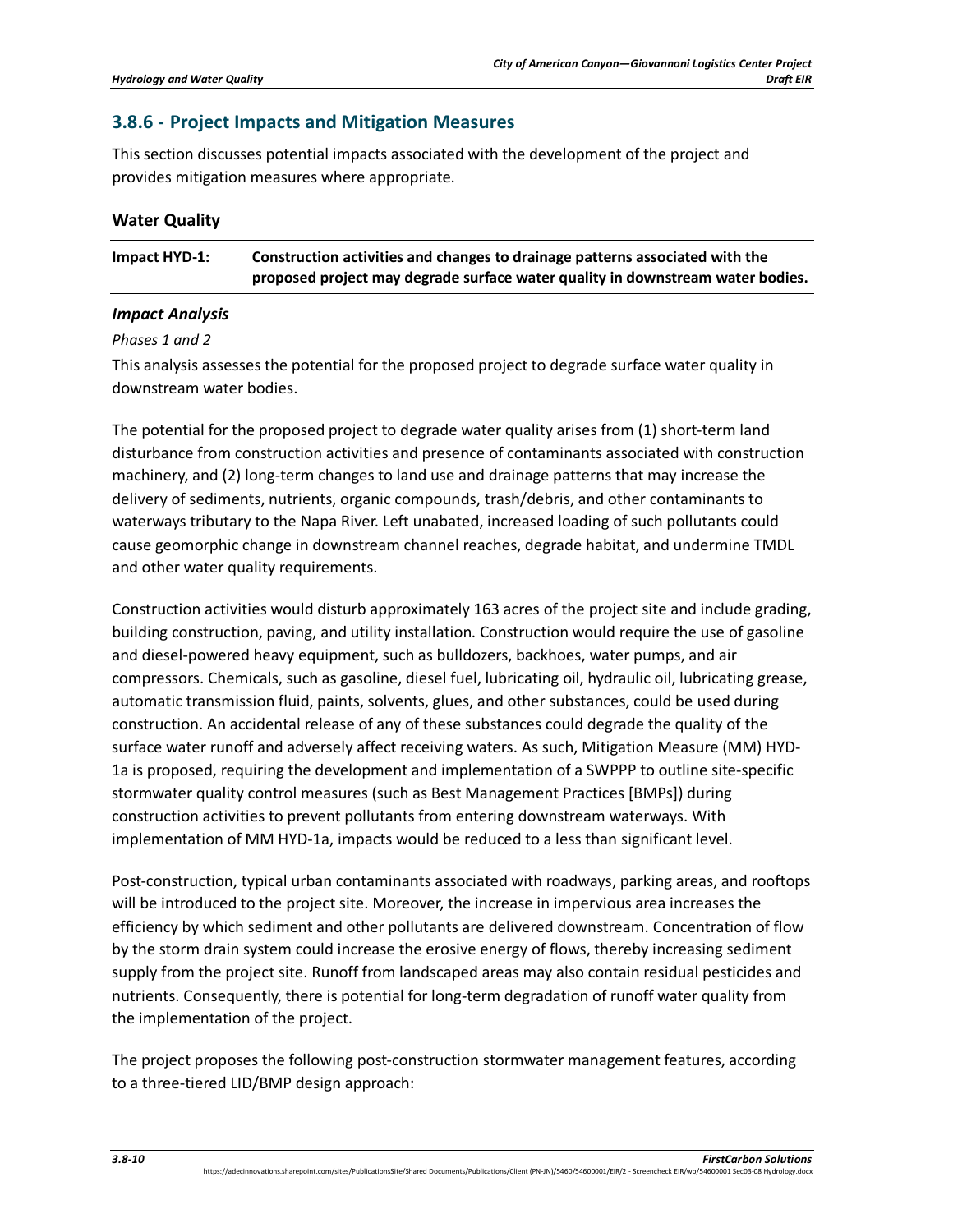## 3.8.6 - Project Impacts and Mitigation Measures

This section discusses potential impacts associated with the development of the project and provides mitigation measures where appropriate.

### Water Quality

| Impact HYD-1: | Construction activities and changes to drainage patterns associated with the proposed project may degrade surface water quality in downstream water bodies. |
|---|---|

#### *Impact Analysis*

*Phases 1 and 2*

This analysis assesses the potential for the proposed project to degrade surface water quality in downstream water bodies.

The potential for the proposed project to degrade water quality arises from (1) short-term land disturbance from construction activities and presence of contaminants associated with construction machinery, and (2) long-term changes to land use and drainage patterns that may increase the delivery of sediments, nutrients, organic compounds, trash/debris, and other contaminants to waterways tributary to the Napa River. Left unabated, increased loading of such pollutants could cause geomorphic change in downstream channel reaches, degrade habitat, and undermine TMDL and other water quality requirements.

Construction activities would disturb approximately 163 acres of the project site and include grading, building construction, paving, and utility installation. Construction would require the use of gasoline and diesel-powered heavy equipment, such as bulldozers, backhoes, water pumps, and air compressors. Chemicals, such as gasoline, diesel fuel, lubricating oil, hydraulic oil, lubricating grease, automatic transmission fluid, paints, solvents, glues, and other substances, could be used during construction. An accidental release of any of these substances could degrade the quality of the surface water runoff and adversely affect receiving waters. As such, Mitigation Measure (MM) HYD-1a is proposed, requiring the development and implementation of a SWPPP to outline site-specific stormwater quality control measures (such as Best Management Practices [BMPs]) during construction activities to prevent pollutants from entering downstream waterways. With implementation of MM HYD-1a, impacts would be reduced to a less than significant level.

Post-construction, typical urban contaminants associated with roadways, parking areas, and rooftops will be introduced to the project site. Moreover, the increase in impervious area increases the efficiency by which sediment and other pollutants are delivered downstream. Concentration of flow by the storm drain system could increase the erosive energy of flows, thereby increasing sediment supply from the project site. Runoff from landscaped areas may also contain residual pesticides and nutrients. Consequently, there is potential for long-term degradation of runoff water quality from the implementation of the project.

The project proposes the following post-construction stormwater management features, according to a three-tiered LID/BMP design approach: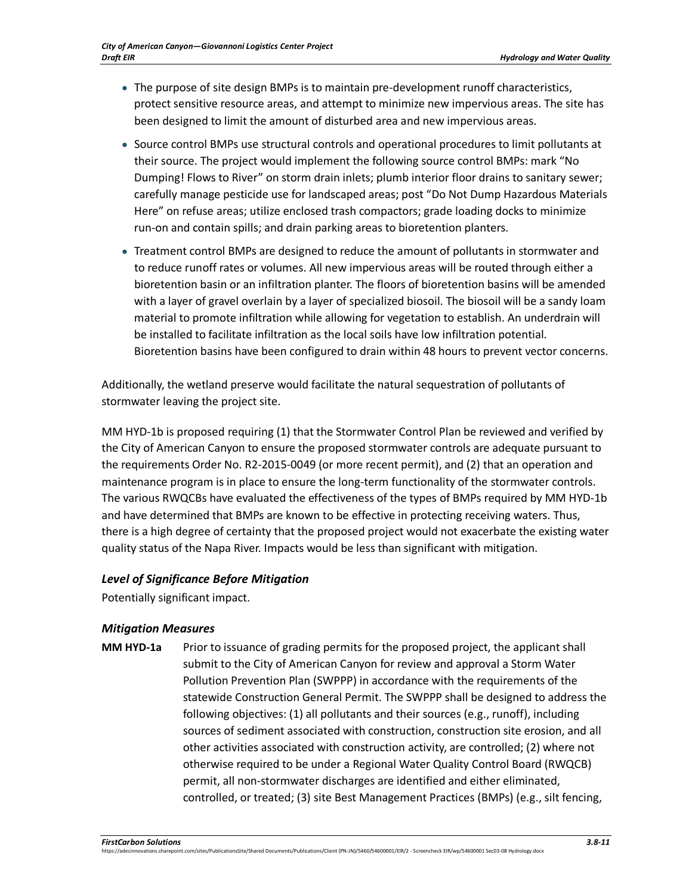- The purpose of site design BMPs is to maintain pre-development runoff characteristics, protect sensitive resource areas, and attempt to minimize new impervious areas. The site has been designed to limit the amount of disturbed area and new impervious areas.
- Source control BMPs use structural controls and operational procedures to limit pollutants at their source. The project would implement the following source control BMPs: mark "No Dumping! Flows to River" on storm drain inlets; plumb interior floor drains to sanitary sewer; carefully manage pesticide use for landscaped areas; post "Do Not Dump Hazardous Materials Here" on refuse areas; utilize enclosed trash compactors; grade loading docks to minimize run-on and contain spills; and drain parking areas to bioretention planters.
- Treatment control BMPs are designed to reduce the amount of pollutants in stormwater and to reduce runoff rates or volumes. All new impervious areas will be routed through either a bioretention basin or an infiltration planter. The floors of bioretention basins will be amended with a layer of gravel overlain by a layer of specialized biosoil. The biosoil will be a sandy loam material to promote infiltration while allowing for vegetation to establish. An underdrain will be installed to facilitate infiltration as the local soils have low infiltration potential. Bioretention basins have been configured to drain within 48 hours to prevent vector concerns.

Additionally, the wetland preserve would facilitate the natural sequestration of pollutants of stormwater leaving the project site.

MM HYD-1b is proposed requiring (1) that the Stormwater Control Plan be reviewed and verified by the City of American Canyon to ensure the proposed stormwater controls are adequate pursuant to the requirements Order No. R2-2015-0049 (or more recent permit), and (2) that an operation and maintenance program is in place to ensure the long-term functionality of the stormwater controls. The various RWQCBs have evaluated the effectiveness of the types of BMPs required by MM HYD-1b and have determined that BMPs are known to be effective in protecting receiving waters. Thus, there is a high degree of certainty that the proposed project would not exacerbate the existing water quality status of the Napa River. Impacts would be less than significant with mitigation.

### *Level of Significance Before Mitigation*

Potentially significant impact.

### *Mitigation Measures*

**MM HYD-1a** Prior to issuance of grading permits for the proposed project, the applicant shall submit to the City of American Canyon for review and approval a Storm Water Pollution Prevention Plan (SWPPP) in accordance with the requirements of the statewide Construction General Permit. The SWPPP shall be designed to address the following objectives: (1) all pollutants and their sources (e.g., runoff), including sources of sediment associated with construction, construction site erosion, and all other activities associated with construction activity, are controlled; (2) where not otherwise required to be under a Regional Water Quality Control Board (RWQCB) permit, all non-stormwater discharges are identified and either eliminated, controlled, or treated; (3) site Best Management Practices (BMPs) (e.g., silt fencing,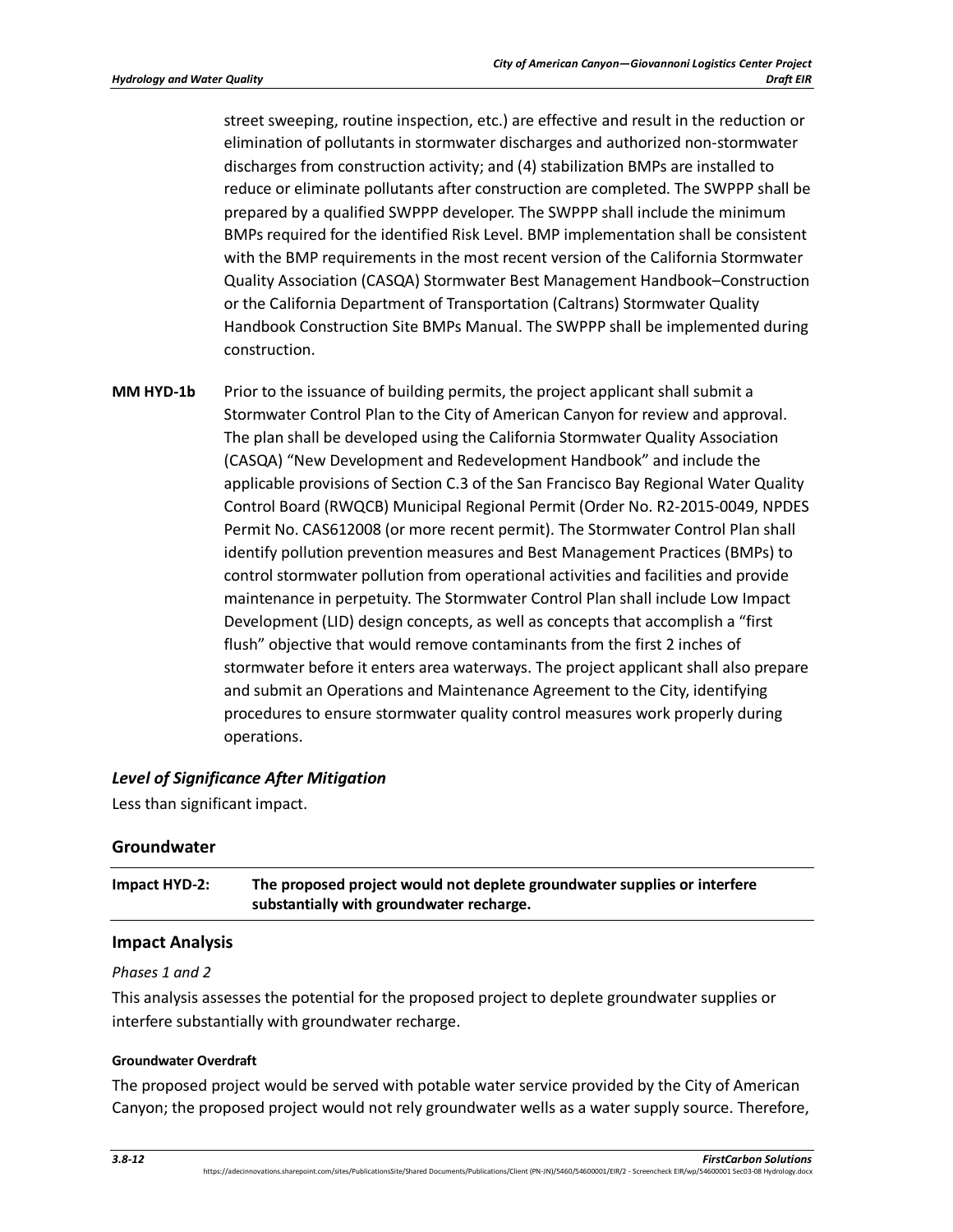street sweeping, routine inspection, etc.) are effective and result in the reduction or elimination of pollutants in stormwater discharges and authorized non-stormwater discharges from construction activity; and (4) stabilization BMPs are installed to reduce or eliminate pollutants after construction are completed. The SWPPP shall be prepared by a qualified SWPPP developer. The SWPPP shall include the minimum BMPs required for the identified Risk Level. BMP implementation shall be consistent with the BMP requirements in the most recent version of the California Stormwater Quality Association (CASQA) Stormwater Best Management Handbook–Construction or the California Department of Transportation (Caltrans) Stormwater Quality Handbook Construction Site BMPs Manual. The SWPPP shall be implemented during construction.

**MM HYD-1b** Prior to the issuance of building permits, the project applicant shall submit a Stormwater Control Plan to the City of American Canyon for review and approval. The plan shall be developed using the California Stormwater Quality Association (CASQA) "New Development and Redevelopment Handbook" and include the applicable provisions of Section C.3 of the San Francisco Bay Regional Water Quality Control Board (RWQCB) Municipal Regional Permit (Order No. R2-2015-0049, NPDES Permit No. CAS612008 (or more recent permit). The Stormwater Control Plan shall identify pollution prevention measures and Best Management Practices (BMPs) to control stormwater pollution from operational activities and facilities and provide maintenance in perpetuity. The Stormwater Control Plan shall include Low Impact Development (LID) design concepts, as well as concepts that accomplish a "first flush" objective that would remove contaminants from the first 2 inches of stormwater before it enters area waterways. The project applicant shall also prepare and submit an Operations and Maintenance Agreement to the City, identifying procedures to ensure stormwater quality control measures work properly during operations.

### *Level of Significance After Mitigation*

Less than significant impact.

## Groundwater

| Impact HYD-2: | The proposed project would not deplete groundwater supplies or interfere substantially with groundwater recharge. |
|---|---|

## Impact Analysis

*Phases 1 and 2*

This analysis assesses the potential for the proposed project to deplete groundwater supplies or interfere substantially with groundwater recharge.

#### Groundwater Overdraft

The proposed project would be served with potable water service provided by the City of American Canyon; the proposed project would not rely groundwater wells as a water supply source. Therefore,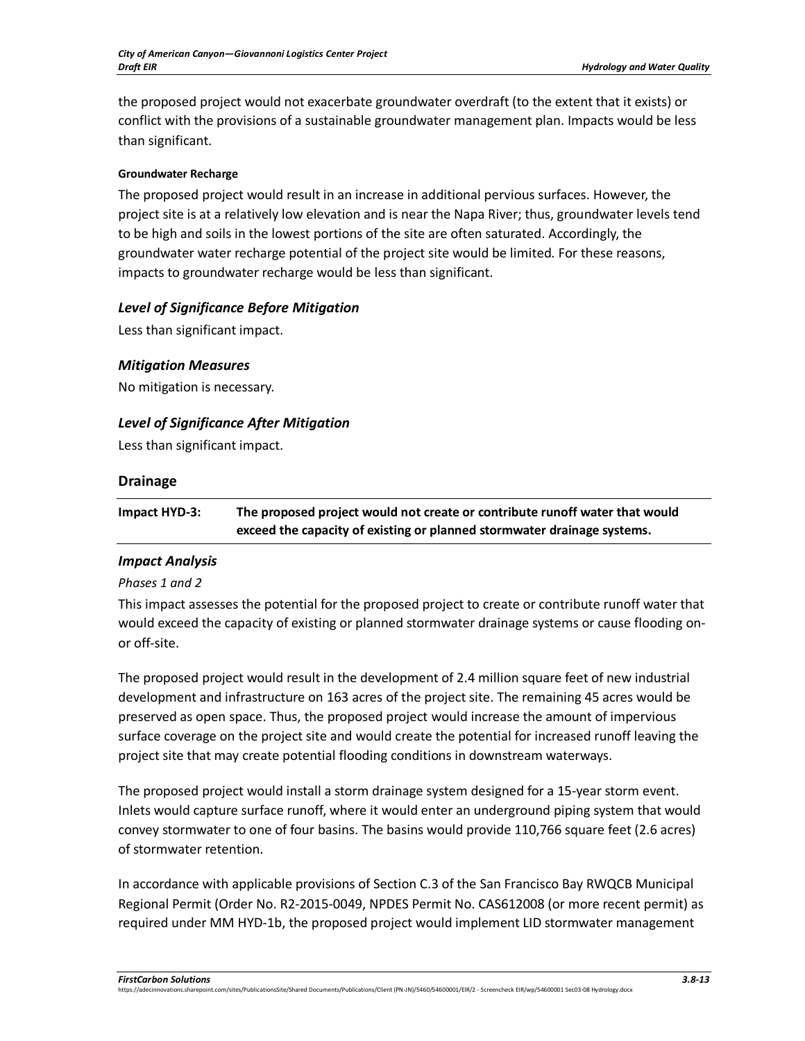the proposed project would not exacerbate groundwater overdraft (to the extent that it exists) or conflict with the provisions of a sustainable groundwater management plan. Impacts would be less than significant.

#### Groundwater Recharge

The proposed project would result in an increase in additional pervious surfaces. However, the project site is at a relatively low elevation and is near the Napa River; thus, groundwater levels tend to be high and soils in the lowest portions of the site are often saturated. Accordingly, the groundwater water recharge potential of the project site would be limited. For these reasons, impacts to groundwater recharge would be less than significant.

### *Level of Significance Before Mitigation*

Less than significant impact.

### *Mitigation Measures*

No mitigation is necessary.

### *Level of Significance After Mitigation*

Less than significant impact.

## Drainage

| Impact HYD-3: | The proposed project would not create or contribute runoff water that would exceed the capacity of existing or planned stormwater drainage systems. |
|---|---|

### *Impact Analysis*

*Phases 1 and 2*

This impact assesses the potential for the proposed project to create or contribute runoff water that would exceed the capacity of existing or planned stormwater drainage systems or cause flooding on- or off-site.

The proposed project would result in the development of 2.4 million square feet of new industrial development and infrastructure on 163 acres of the project site. The remaining 45 acres would be preserved as open space. Thus, the proposed project would increase the amount of impervious surface coverage on the project site and would create the potential for increased runoff leaving the project site that may create potential flooding conditions in downstream waterways.

The proposed project would install a storm drainage system designed for a 15-year storm event. Inlets would capture surface runoff, where it would enter an underground piping system that would convey stormwater to one of four basins. The basins would provide 110,766 square feet (2.6 acres) of stormwater retention.

In accordance with applicable provisions of Section C.3 of the San Francisco Bay RWQCB Municipal Regional Permit (Order No. R2-2015-0049, NPDES Permit No. CAS612008 (or more recent permit) as required under MM HYD-1b, the proposed project would implement LID stormwater management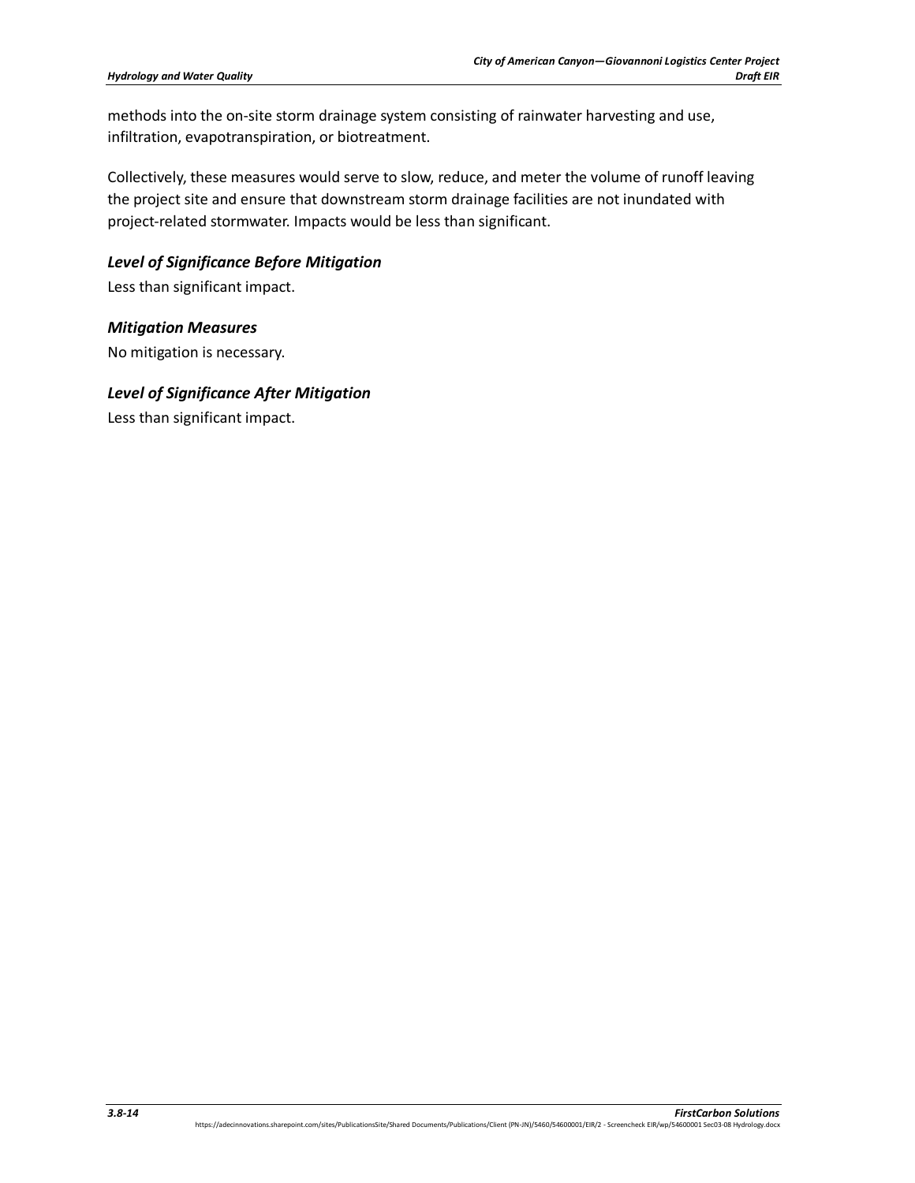methods into the on-site storm drainage system consisting of rainwater harvesting and use, infiltration, evapotranspiration, or biotreatment.

Collectively, these measures would serve to slow, reduce, and meter the volume of runoff leaving the project site and ensure that downstream storm drainage facilities are not inundated with project-related stormwater. Impacts would be less than significant.

#### *Level of Significance Before Mitigation*

Less than significant impact.

#### *Mitigation Measures*

No mitigation is necessary.

#### *Level of Significance After Mitigation*

Less than significant impact.